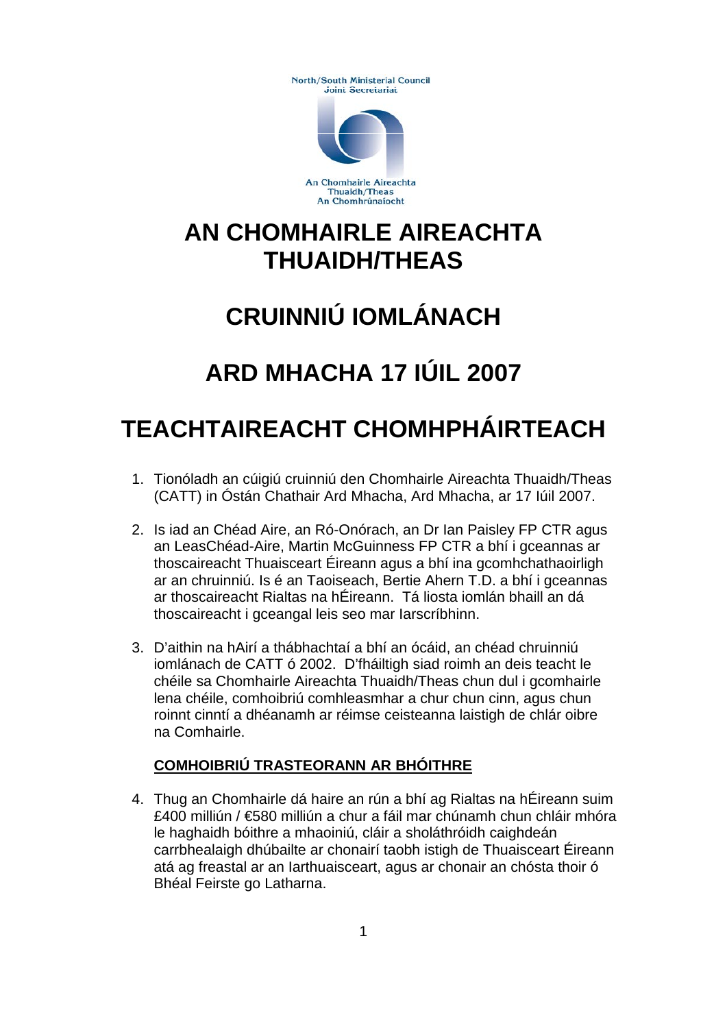North/South Ministerial Council
Joint Secretariat

An Chomhairle Aireachta
Thuaidh/Theas
An Chomhrúnaíocht

# AN CHOMHAIRLE AIREACHTA THUAIDH/THEAS

# CRUINNIÚ IOMLÁNACH

# ARD MHACHA 17 IÚIL 2007

# TEACHTAIREACHT CHOMHPHÁIRTEACH

1. Tionóladh an cúigiú cruinniú den Chomhairle Aireachta Thuaidh/Theas (CATT) in Óstán Chathair Ard Mhacha, Ard Mhacha, ar 17 Iúil 2007.

2. Is iad an Chéad Aire, an Ró-Onórach, an Dr Ian Paisley FP CTR agus an LeasChéad-Aire, Martin McGuinness FP CTR a bhí i gceannas ar thoscaireacht Thuaisceart Éireann agus a bhí ina gcomhchathaoirligh ar an chruinniú. Is é an Taoiseach, Bertie Ahern T.D. a bhí i gceannas ar thoscaireacht Rialtas na hÉireann. Tá liosta iomlán bhaill an dá thoscaireacht i gceangal leis seo mar Iarscríbhinn.

3. D'aithin na hAirí a thábhachtaí a bhí an ócáid, an chéad chruinniú iomlánach de CATT ó 2002. D'fháiltigh siad roimh an deis teacht le chéile sa Chomhairle Aireachta Thuaidh/Theas chun dul i gcomhairle lena chéile, comhoibriú comhleasmhar a chur chun cinn, agus chun roinnt cinntí a dhéanamh ar réimse ceisteanna laistigh de chlár oibre na Comhairle.

**<u>COMHOIBRIÚ TRASTEORANN AR BHÓITHRE</u>**

4. Thug an Chomhairle dá haire an rún a bhí ag Rialtas na hÉireann suim £400 milliún / €580 milliún a chur a fáil mar chúnamh chun chláir mhóra le haghaidh bóithre a mhaoiniú, cláir a sholáthróidh caighdeán carrbhealaigh dhúbailte ar chonairí taobh istigh de Thuaisceart Éireann atá ag freastal ar an Iarthuaisceart, agus ar chonair an chósta thoir ó Bhéal Feirste go Latharna.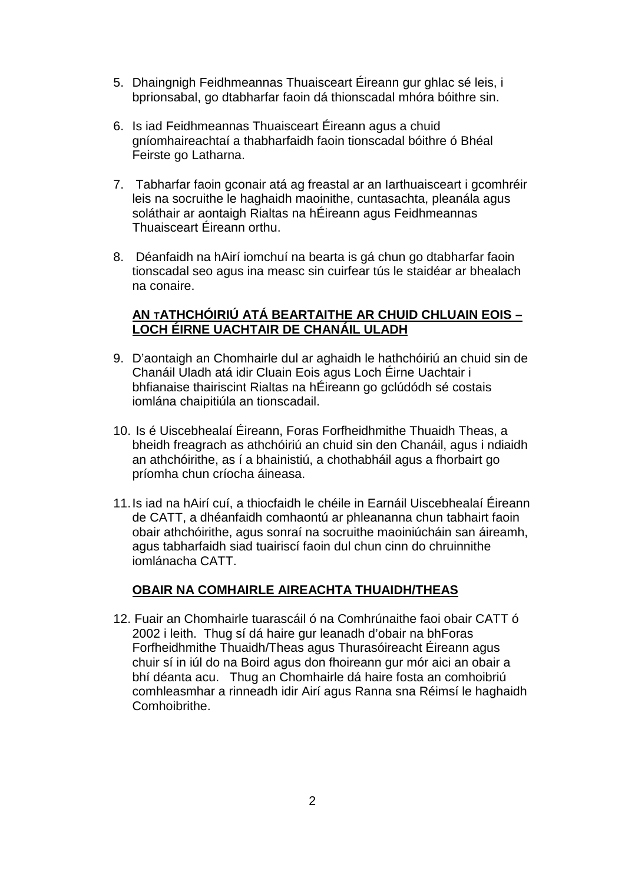5. Dhaingnigh Feidhmeannas Thuaisceart Éireann gur ghlac sé leis, i bprionsabal, go dtabharfar faoin dá thionscadal mhóra bóithre sin.

6. Is iad Feidhmeannas Thuaisceart Éireann agus a chuid gníomhaireachtaí a thabharfaidh faoin tionscadal bóithre ó Bhéal Feirste go Latharna.

7. Tabharfar faoin gconair atá ag freastal ar an Iarthuaisceart i gcomhréir leis na socruithe le haghaidh maoinithe, cuntasachta, pleanála agus soláthair ar aontaigh Rialtas na hÉireann agus Feidhmeannas Thuaisceart Éireann orthu.

8. Déanfaidh na hAirí iomchuí na bearta is gá chun go dtabharfar faoin tionscadal seo agus ina measc sin cuirfear tús le staidéar ar bhealach na conaire.

**AN tATHCHÓIRIÚ ATÁ BEARTAITHE AR CHUID CHLUAIN EOIS – LOCH ÉIRNE UACHTAIR DE CHANÁIL ULADH**

9. D'aontaigh an Chomhairle dul ar aghaidh le hathchóiriú an chuid sin de Chanáil Uladh atá idir Cluain Eois agus Loch Éirne Uachtair i bhfianaise thairiscint Rialtas na hÉireann go gclúdódh sé costais iomlána chaipitiúla an tionscadail.

10. Is é Uiscebhealaí Éireann, Foras Forfheidhmithe Thuaidh Theas, a bheidh freagrach as athchóiriú an chuid sin den Chanáil, agus i ndiaidh an athchóirithe, as í a bhainistiú, a chothabháil agus a fhorbairt go príomha chun críocha áineasa.

11. Is iad na hAirí cuí, a thiocfaidh le chéile in Earnáil Uiscebhealaí Éireann de CATT, a dhéanfaidh comhaontú ar phleananna chun tabhairt faoin obair athchóirithe, agus sonraí na socruithe maoiniúcháin san áireamh, agus tabharfaidh siad tuairiscí faoin dul chun cinn do chruinnithe iomlánacha CATT.

**OBAIR NA COMHAIRLE AIREACHTA THUAIDH/THEAS**

12. Fuair an Chomhairle tuarascáil ó na Comhrúnaithe faoi obair CATT ó 2002 i leith. Thug sí dá haire gur leanadh d'obair na bhForas Forfheidhmithe Thuaidh/Theas agus Thurasóireacht Éireann agus chuir sí in iúl do na Boird agus don fhoireann gur mór aici an obair a bhí déanta acu. Thug an Chomhairle dá haire fosta an comhoibriú comhleasmhar a rinneadh idir Airí agus Ranna sna Réimsí le haghaidh Comhoibrithe.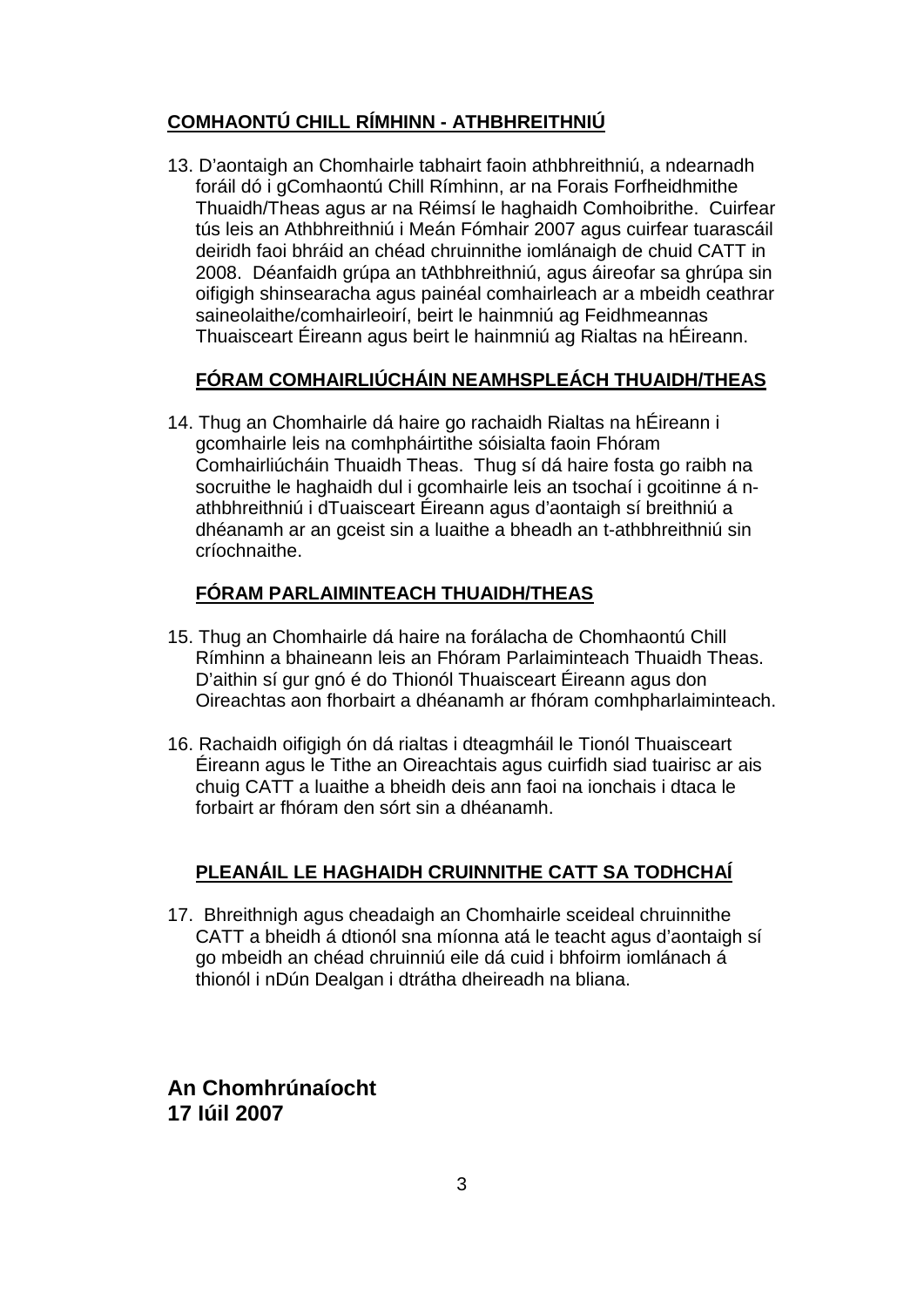## COMHAONTÚ CHILL RÍMHINN - ATHBHREITHNIÚ

13. D'aontaigh an Chomhairle tabhairt faoin athbhreithniú, a ndearnadh foráil dó i gComhaontú Chill Rímhinn, ar na Forais Forfheidhmithe Thuaidh/Theas agus ar na Réimsí le haghaidh Comhoibrithe. Cuirfear tús leis an Athbhreithniú i Meán Fómhair 2007 agus cuirfear tuarascáil deiridh faoi bhráid an chéad chruinnithe iomlánaigh de chuid CATT in 2008. Déanfaidh grúpa an tAthbhreithniú, agus áireofar sa ghrúpa sin oifigigh shinsearacha agus painéal comhairleach ar a mbeidh ceathrar saineolaithe/comhairleoirí, beirt le hainmniú ag Feidhmeannas Thuaisceart Éireann agus beirt le hainmniú ag Rialtas na hÉireann.

## FÓRAM COMHAIRLIÚCHÁIN NEAMHSPLEÁCH THUAIDH/THEAS

14. Thug an Chomhairle dá haire go rachaidh Rialtas na hÉireann i gcomhairle leis na comhpháirtithe sóisialta faoin Fhóram Comhairliúcháin Thuaidh Theas. Thug sí dá haire fosta go raibh na socruithe le haghaidh dul i gcomhairle leis an tsochaí i gcoitinne á n-athbhreithniú i dTuaisceart Éireann agus d'aontaigh sí breithniú a dhéanamh ar an gceist sin a luaithe a bheadh an t-athbhreithniú sin críochnaithe.

## FÓRAM PARLAIMINTEACH THUAIDH/THEAS

15. Thug an Chomhairle dá haire na forálacha de Chomhaontú Chill Rímhinn a bhaineann leis an Fhóram Parlaiminteach Thuaidh Theas. D'aithin sí gur gnó é do Thionól Thuaisceart Éireann agus don Oireachtas aon fhorbairt a dhéanamh ar fhóram comhpharlaiminteach.

16. Rachaidh oifigigh ón dá rialtas i dteagmháil le Tionól Thuaisceart Éireann agus le Tithe an Oireachtais agus cuirfidh siad tuairisc ar ais chuig CATT a luaithe a bheidh deis ann faoi na ionchais i dtaca le forbairt ar fhóram den sórt sin a dhéanamh.

## PLEANÁIL LE HAGHAIDH CRUINNITHE CATT SA TODHCHAÍ

17. Bhreithnigh agus cheadaigh an Chomhairle sceideal chruinnithe CATT a bheidh á dtionól sna míonna atá le teacht agus d'aontaigh sí go mbeidh an chéad chruinniú eile dá cuid i bhfoirm iomlánach á thionól i nDún Dealgan i dtrátha dheireadh na bliana.

**An Chomhrúnaíocht**
**17 Iúil 2007**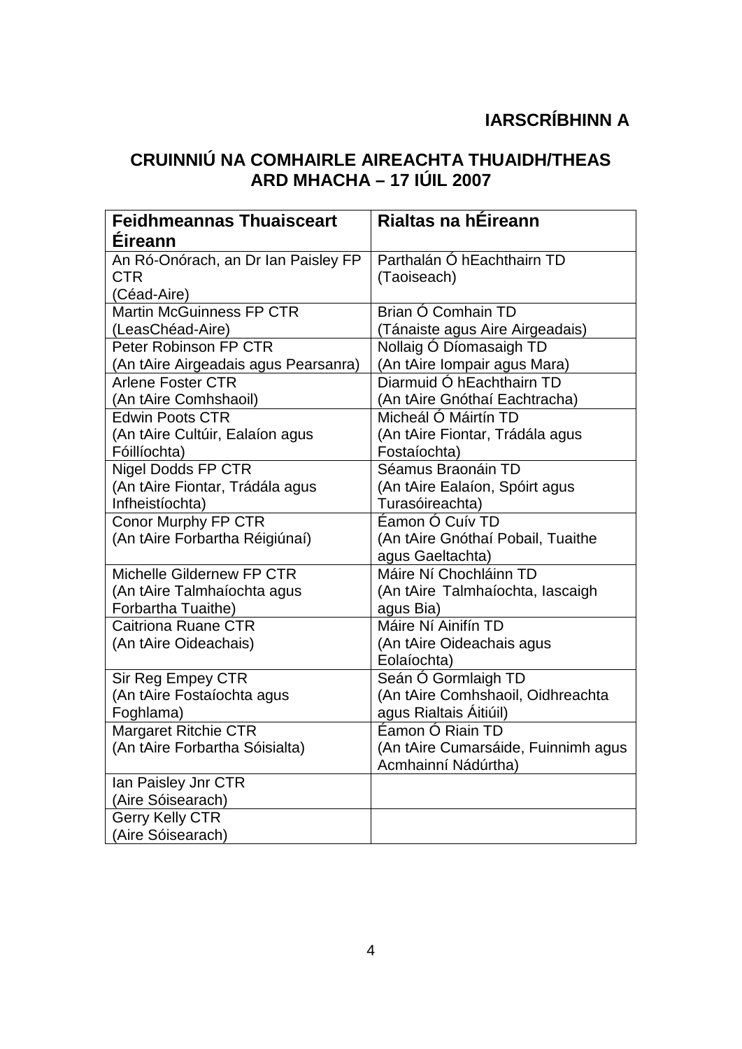**IARSCRÍBHINN A**

## CRUINNIÚ NA COMHAIRLE AIREACHTA THUAIDH/THEAS ARD MHACHA – 17 IÚIL 2007

| Feidhmeannas Thuaisceart Éireann | Rialtas na hÉireann |
|---|---|
| An Ró-Onórach, an Dr Ian Paisley FP CTR (Céad-Aire) | Parthalán Ó hEachthairn TD (Taoiseach) |
| Martin McGuinness FP CTR (LeasChéad-Aire) | Brian Ó Comhain TD (Tánaiste agus Aire Airgeadais) |
| Peter Robinson FP CTR (An tAire Airgeadais agus Pearsanra) | Nollaig Ó Díomasaigh TD (An tAire Iompair agus Mara) |
| Arlene Foster CTR (An tAire Comhshaoil) | Diarmuid Ó hEachthairn TD (An tAire Gnóthaí Eachtracha) |
| Edwin Poots CTR (An tAire Cultúir, Ealaíon agus Fóillíochta) | Micheál Ó Máirtín TD (An tAire Fiontar, Trádála agus Fostaíochta) |
| Nigel Dodds FP CTR (An tAire Fiontar, Trádála agus Infheistíochta) | Séamus Braonáin TD (An tAire Ealaíon, Spóirt agus Turasóireachta) |
| Conor Murphy FP CTR (An tAire Forbartha Réigiúnaí) | Éamon Ó Cuív TD (An tAire Gnóthaí Pobail, Tuaithe agus Gaeltachta) |
| Michelle Gildernew FP CTR (An tAire Talmhaíochta agus Forbartha Tuaithe) | Máire Ní Chochláinn TD (An tAire Talmhaíochta, Iascaigh agus Bia) |
| Caitriona Ruane CTR (An tAire Oideachais) | Máire Ní Ainifín TD (An tAire Oideachais agus Eolaíochta) |
| Sir Reg Empey CTR (An tAire Fostaíochta agus Foghlama) | Seán Ó Gormlaigh TD (An tAire Comhshaoil, Oidhreachta agus Rialtais Áitiúil) |
| Margaret Ritchie CTR (An tAire Forbartha Sóisialta) | Éamon Ó Riain TD (An tAire Cumarsáide, Fuinnimh agus Acmhainní Nádúrtha) |
| Ian Paisley Jnr CTR (Aire Sóisearach) | |
| Gerry Kelly CTR (Aire Sóisearach) | |